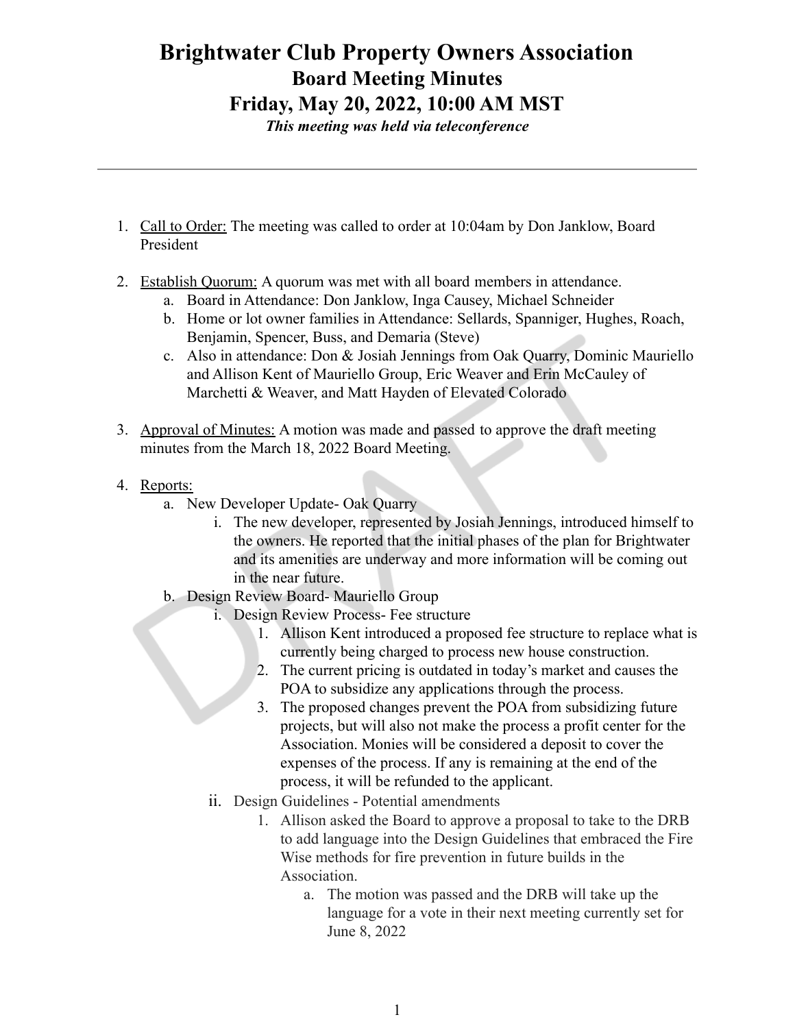# Brightwater Club Property Owners Association
## Board Meeting Minutes
## Friday, May 20, 2022, 10:00 AM MST

***This meeting was held via teleconference***

---

1. Call to Order: The meeting was called to order at 10:04am by Don Janklow, Board President

2. Establish Quorum: A quorum was met with all board members in attendance.
   a. Board in Attendance: Don Janklow, Inga Causey, Michael Schneider
   b. Home or lot owner families in Attendance: Sellards, Spanniger, Hughes, Roach, Benjamin, Spencer, Buss, and Demaria (Steve)
   c. Also in attendance: Don & Josiah Jennings from Oak Quarry, Dominic Mauriello and Allison Kent of Mauriello Group, Eric Weaver and Erin McCauley of Marchetti & Weaver, and Matt Hayden of Elevated Colorado

3. Approval of Minutes: A motion was made and passed to approve the draft meeting minutes from the March 18, 2022 Board Meeting.

4. Reports:
   a. New Developer Update- Oak Quarry
      i. The new developer, represented by Josiah Jennings, introduced himself to the owners. He reported that the initial phases of the plan for Brightwater and its amenities are underway and more information will be coming out in the near future.
   b. Design Review Board- Mauriello Group
      i. Design Review Process- Fee structure
         1. Allison Kent introduced a proposed fee structure to replace what is currently being charged to process new house construction.
         2. The current pricing is outdated in today's market and causes the POA to subsidize any applications through the process.
         3. The proposed changes prevent the POA from subsidizing future projects, but will also not make the process a profit center for the Association. Monies will be considered a deposit to cover the expenses of the process. If any is remaining at the end of the process, it will be refunded to the applicant.
      ii. Design Guidelines - Potential amendments
         1. Allison asked the Board to approve a proposal to take to the DRB to add language into the Design Guidelines that embraced the Fire Wise methods for fire prevention in future builds in the Association.
            a. The motion was passed and the DRB will take up the language for a vote in their next meeting currently set for June 8, 2022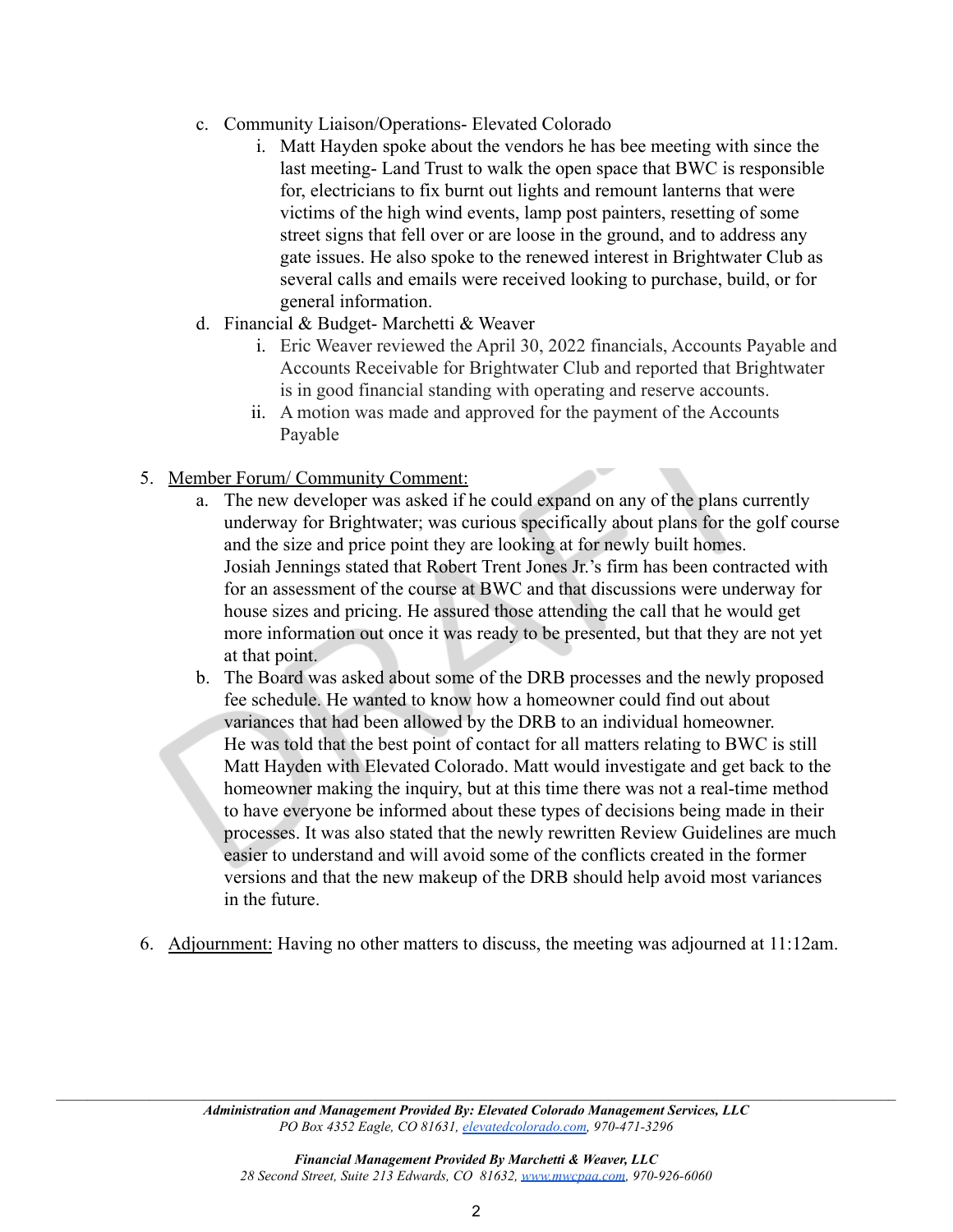c. Community Liaison/Operations- Elevated Colorado
    i. Matt Hayden spoke about the vendors he has bee meeting with since the last meeting- Land Trust to walk the open space that BWC is responsible for, electricians to fix burnt out lights and remount lanterns that were victims of the high wind events, lamp post painters, resetting of some street signs that fell over or are loose in the ground, and to address any gate issues. He also spoke to the renewed interest in Brightwater Club as several calls and emails were received looking to purchase, build, or for general information.

d. Financial & Budget- Marchetti & Weaver
    i. Eric Weaver reviewed the April 30, 2022 financials, Accounts Payable and Accounts Receivable for Brightwater Club and reported that Brightwater is in good financial standing with operating and reserve accounts.
    ii. A motion was made and approved for the payment of the Accounts Payable

5. <u>Member Forum/ Community Comment:</u>
    a. The new developer was asked if he could expand on any of the plans currently underway for Brightwater; was curious specifically about plans for the golf course and the size and price point they are looking at for newly built homes. Josiah Jennings stated that Robert Trent Jones Jr.'s firm has been contracted with for an assessment of the course at BWC and that discussions were underway for house sizes and pricing. He assured those attending the call that he would get more information out once it was ready to be presented, but that they are not yet at that point.
    b. The Board was asked about some of the DRB processes and the newly proposed fee schedule. He wanted to know how a homeowner could find out about variances that had been allowed by the DRB to an individual homeowner. He was told that the best point of contact for all matters relating to BWC is still Matt Hayden with Elevated Colorado. Matt would investigate and get back to the homeowner making the inquiry, but at this time there was not a real-time method to have everyone be informed about these types of decisions being made in their processes. It was also stated that the newly rewritten Review Guidelines are much easier to understand and will avoid some of the conflicts created in the former versions and that the new makeup of the DRB should help avoid most variances in the future.

6. <u>Adjournment:</u> Having no other matters to discuss, the meeting was adjourned at 11:12am.

***Administration and Management Provided By: Elevated Colorado Management Services, LLC***
*PO Box 4352 Eagle, CO 81631, elevatedcolorado.com, 970-471-3296*

***Financial Management Provided By Marchetti & Weaver, LLC***
*28 Second Street, Suite 213 Edwards, CO 81632, www.mwcpaa.com, 970-926-6060*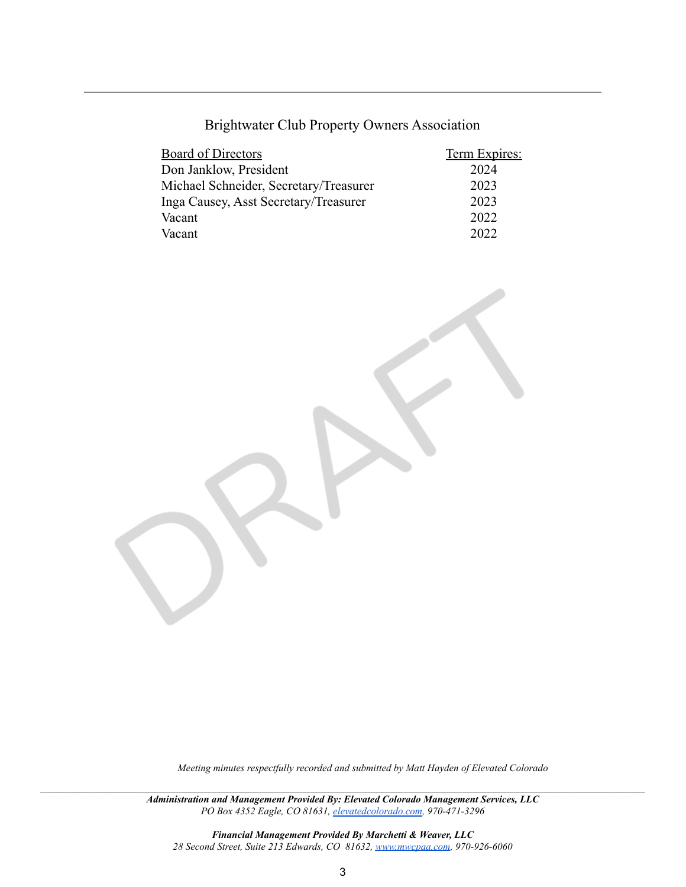Brightwater Club Property Owners Association

| Board of Directors | Term Expires: |
| --- | --- |
| Don Janklow, President | 2024 |
| Michael Schneider, Secretary/Treasurer | 2023 |
| Inga Causey, Asst Secretary/Treasurer | 2023 |
| Vacant | 2022 |
| Vacant | 2022 |

DRAFT

*Meeting minutes respectfully recorded and submitted by Matt Hayden of Elevated Colorado*

***Administration and Management Provided By: Elevated Colorado Management Services, LLC***
*PO Box 4352 Eagle, CO 81631, [elevatedcolorado.com](http://elevatedcolorado.com), 970-471-3296*

***Financial Management Provided By Marchetti & Weaver, LLC***
*28 Second Street, Suite 213 Edwards, CO 81632, [www.mwcpaa.com](http://www.mwcpaa.com), 970-926-6060*